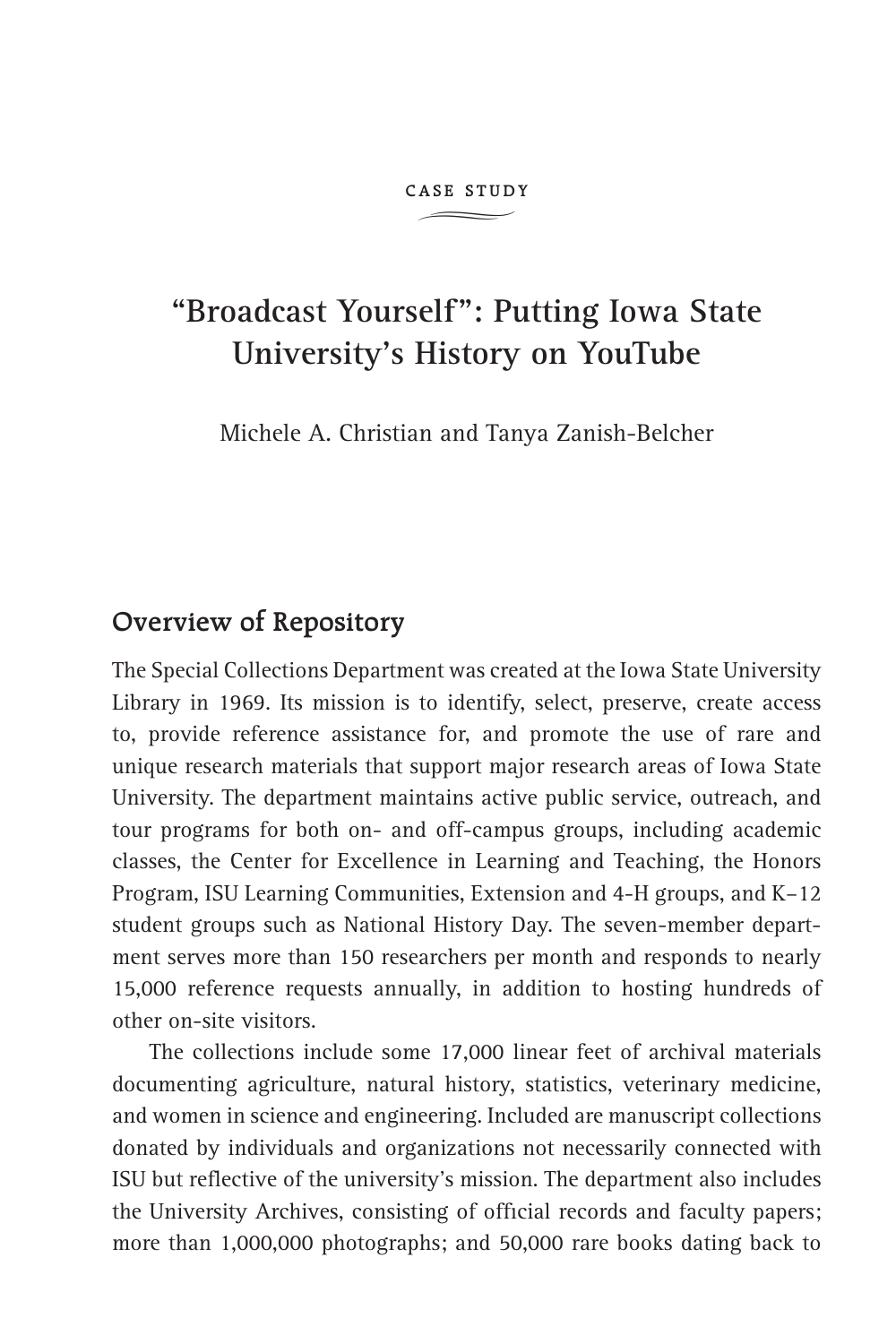CASE STUDY

# "Broadcast Yourself": Putting Iowa State University's History on YouTube

Michele A. Christian and Tanya Zanish-Belcher

## Overview of Repository

The Special Collections Department was created at the Iowa State University Library in 1969. Its mission is to identify, select, preserve, create access to, provide reference assistance for, and promote the use of rare and unique research materials that support major research areas of Iowa State University. The department maintains active public service, outreach, and tour programs for both on- and off-campus groups, including academic classes, the Center for Excellence in Learning and Teaching, the Honors Program, ISU Learning Communities, Extension and 4-H groups, and K–12 student groups such as National History Day. The seven-member department serves more than 150 researchers per month and responds to nearly 15,000 reference requests annually, in addition to hosting hundreds of other on-site visitors.

The collections include some 17,000 linear feet of archival materials documenting agriculture, natural history, statistics, veterinary medicine, and women in science and engineering. Included are manuscript collections donated by individuals and organizations not necessarily connected with ISU but reflective of the university's mission. The department also includes the University Archives, consisting of official records and faculty papers; more than 1,000,000 photographs; and 50,000 rare books dating back to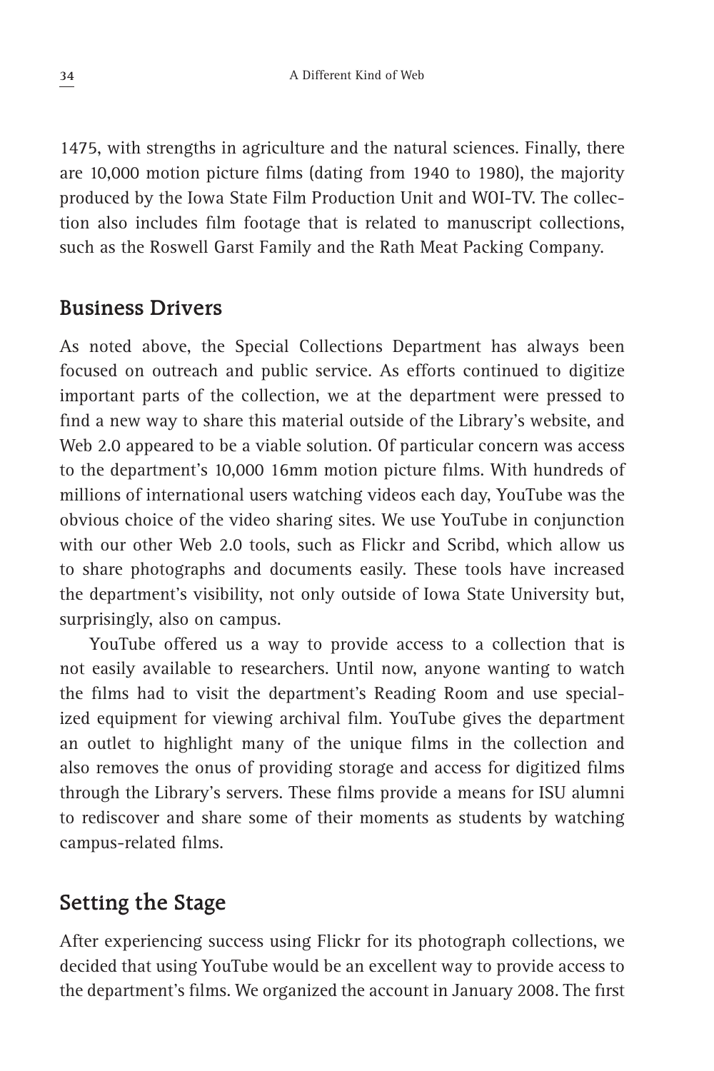1475, with strengths in agriculture and the natural sciences. Finally, there are 10,000 motion picture films (dating from 1940 to 1980), the majority produced by the Iowa State Film Production Unit and WOI-TV. The collection also includes film footage that is related to manuscript collections, such as the Roswell Garst Family and the Rath Meat Packing Company.

## Business Drivers

As noted above, the Special Collections Department has always been focused on outreach and public service. As efforts continued to digitize important parts of the collection, we at the department were pressed to find a new way to share this material outside of the Library's website, and Web 2.0 appeared to be a viable solution. Of particular concern was access to the department's 10,000 16mm motion picture films. With hundreds of millions of international users watching videos each day, YouTube was the obvious choice of the video sharing sites. We use YouTube in conjunction with our other Web 2.0 tools, such as Flickr and Scribd, which allow us to share photographs and documents easily. These tools have increased the department's visibility, not only outside of Iowa State University but, surprisingly, also on campus.

YouTube offered us a way to provide access to a collection that is not easily available to researchers. Until now, anyone wanting to watch the films had to visit the department's Reading Room and use specialized equipment for viewing archival film. YouTube gives the department an outlet to highlight many of the unique films in the collection and also removes the onus of providing storage and access for digitized films through the Library's servers. These films provide a means for ISU alumni to rediscover and share some of their moments as students by watching campus-related films.

## Setting the Stage

After experiencing success using Flickr for its photograph collections, we decided that using YouTube would be an excellent way to provide access to the department's films. We organized the account in January 2008. The first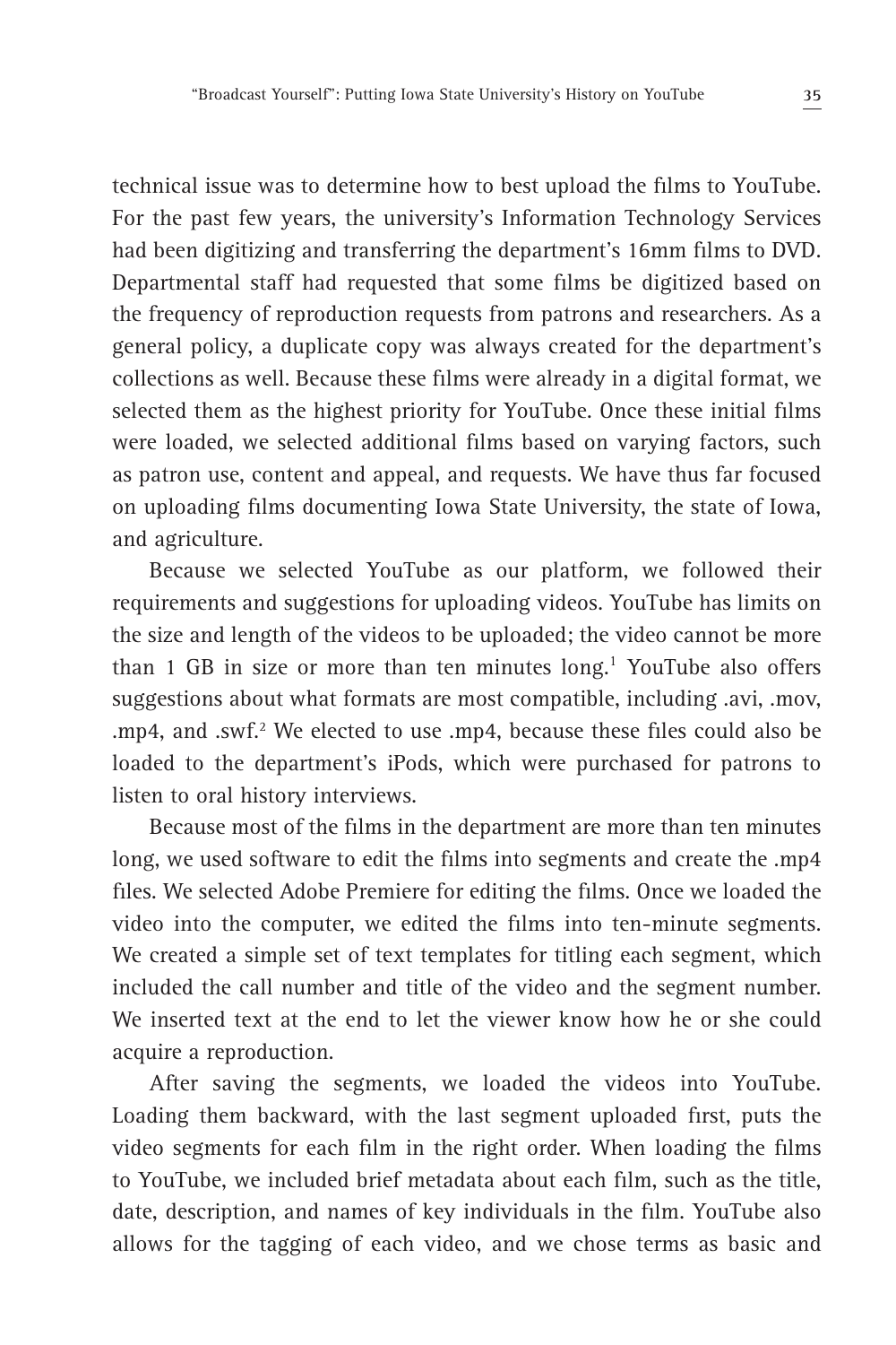technical issue was to determine how to best upload the films to YouTube. For the past few years, the university's Information Technology Services had been digitizing and transferring the department's 16mm films to DVD. Departmental staff had requested that some films be digitized based on the frequency of reproduction requests from patrons and researchers. As a general policy, a duplicate copy was always created for the department's collections as well. Because these films were already in a digital format, we selected them as the highest priority for YouTube. Once these initial films were loaded, we selected additional films based on varying factors, such as patron use, content and appeal, and requests. We have thus far focused on uploading films documenting Iowa State University, the state of Iowa, and agriculture.

Because we selected YouTube as our platform, we followed their requirements and suggestions for uploading videos. YouTube has limits on the size and length of the videos to be uploaded; the video cannot be more than 1 GB in size or more than ten minutes long.[1] YouTube also offers suggestions about what formats are most compatible, including .avi, .mov, .mp4, and .swf.[2] We elected to use .mp4, because these files could also be loaded to the department's iPods, which were purchased for patrons to listen to oral history interviews.

Because most of the films in the department are more than ten minutes long, we used software to edit the films into segments and create the .mp4 files. We selected Adobe Premiere for editing the films. Once we loaded the video into the computer, we edited the films into ten-minute segments. We created a simple set of text templates for titling each segment, which included the call number and title of the video and the segment number. We inserted text at the end to let the viewer know how he or she could acquire a reproduction.

After saving the segments, we loaded the videos into YouTube. Loading them backward, with the last segment uploaded first, puts the video segments for each film in the right order. When loading the films to YouTube, we included brief metadata about each film, such as the title, date, description, and names of key individuals in the film. YouTube also allows for the tagging of each video, and we chose terms as basic and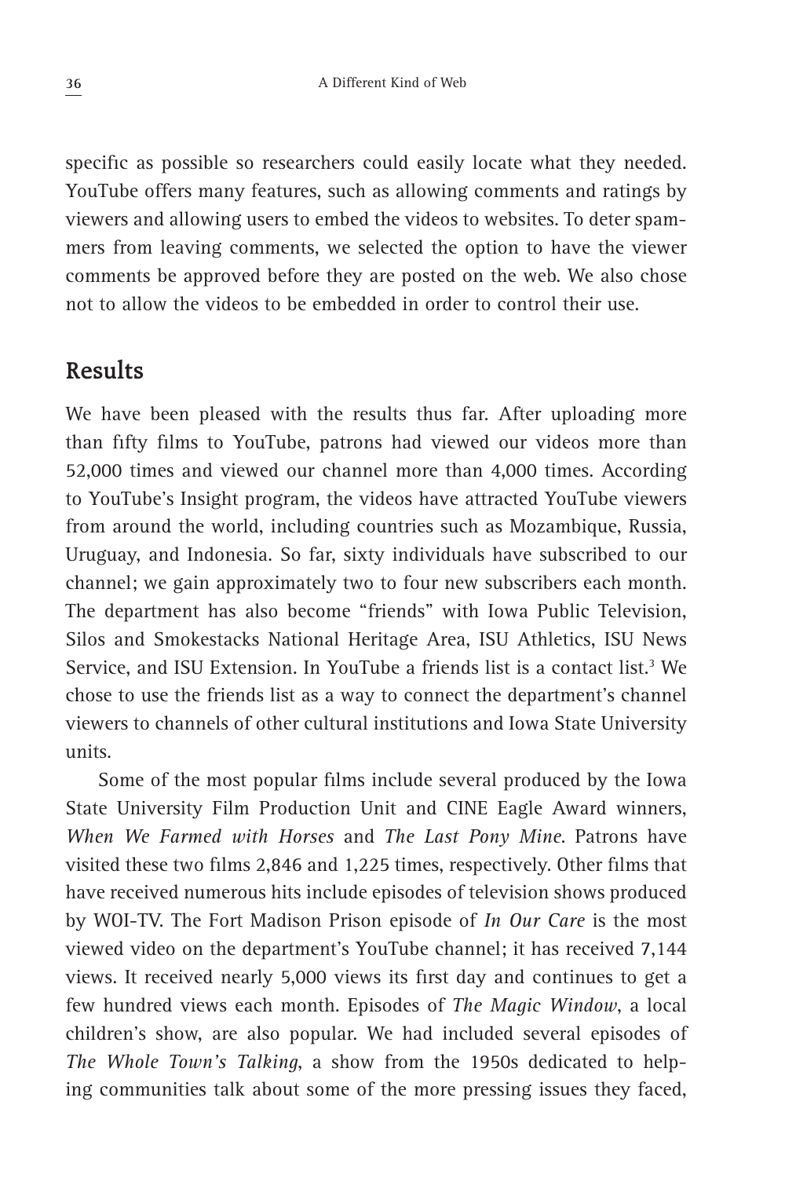specific as possible so researchers could easily locate what they needed. YouTube offers many features, such as allowing comments and ratings by viewers and allowing users to embed the videos to websites. To deter spammers from leaving comments, we selected the option to have the viewer comments be approved before they are posted on the web. We also chose not to allow the videos to be embedded in order to control their use.

## Results

We have been pleased with the results thus far. After uploading more than fifty films to YouTube, patrons had viewed our videos more than 52,000 times and viewed our channel more than 4,000 times. According to YouTube's Insight program, the videos have attracted YouTube viewers from around the world, including countries such as Mozambique, Russia, Uruguay, and Indonesia. So far, sixty individuals have subscribed to our channel; we gain approximately two to four new subscribers each month. The department has also become "friends" with Iowa Public Television, Silos and Smokestacks National Heritage Area, ISU Athletics, ISU News Service, and ISU Extension. In YouTube a friends list is a contact list.[3] We chose to use the friends list as a way to connect the department's channel viewers to channels of other cultural institutions and Iowa State University units.

Some of the most popular films include several produced by the Iowa State University Film Production Unit and CINE Eagle Award winners, *When We Farmed with Horses* and *The Last Pony Mine*. Patrons have visited these two films 2,846 and 1,225 times, respectively. Other films that have received numerous hits include episodes of television shows produced by WOI-TV. The Fort Madison Prison episode of *In Our Care* is the most viewed video on the department's YouTube channel; it has received 7,144 views. It received nearly 5,000 views its first day and continues to get a few hundred views each month. Episodes of *The Magic Window*, a local children's show, are also popular. We had included several episodes of *The Whole Town's Talking*, a show from the 1950s dedicated to helping communities talk about some of the more pressing issues they faced,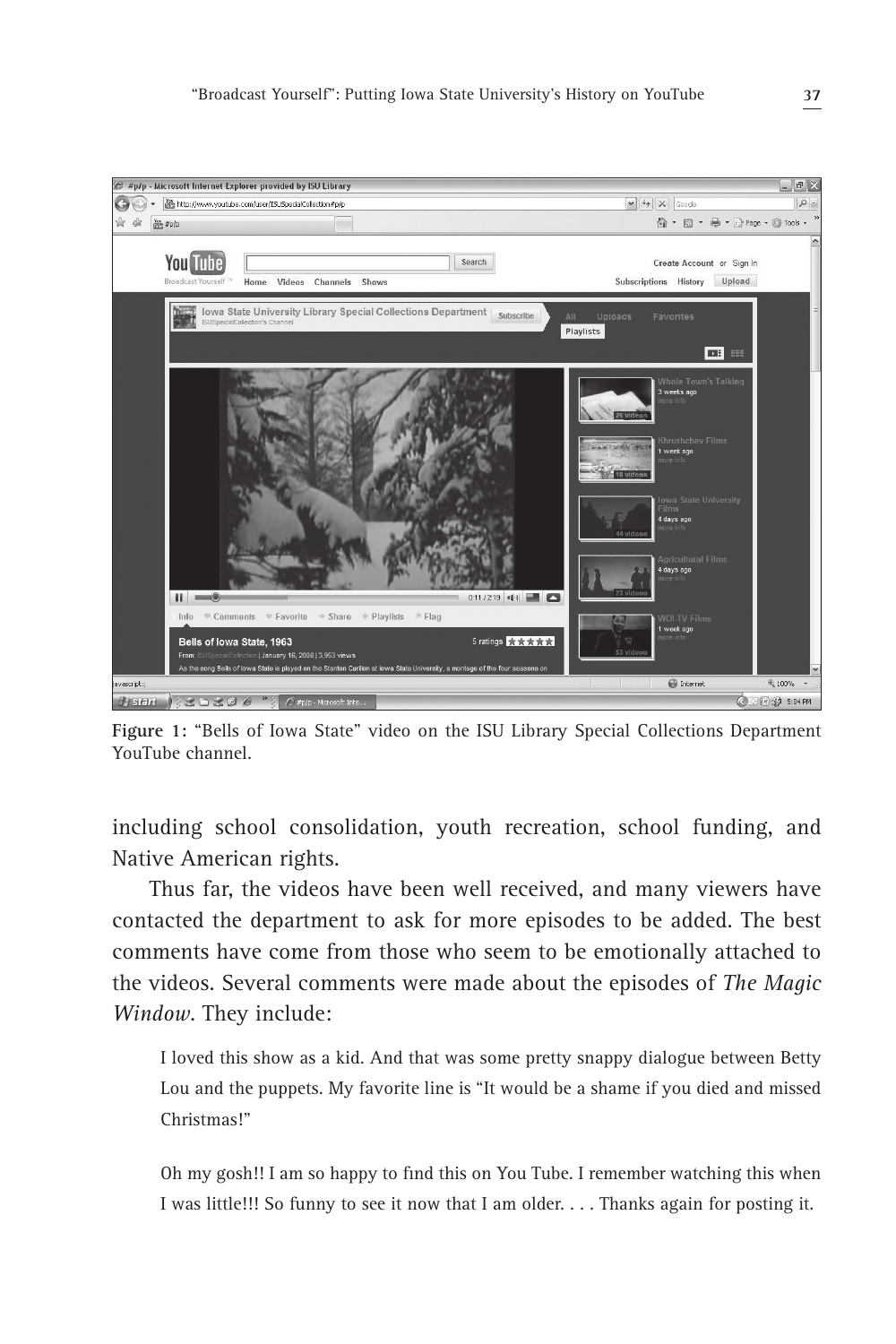Figure 1: "Bells of Iowa State" video on the ISU Library Special Collections Department YouTube channel.

including school consolidation, youth recreation, school funding, and Native American rights.

Thus far, the videos have been well received, and many viewers have contacted the department to ask for more episodes to be added. The best comments have come from those who seem to be emotionally attached to the videos. Several comments were made about the episodes of *The Magic Window*. They include:

> I loved this show as a kid. And that was some pretty snappy dialogue between Betty Lou and the puppets. My favorite line is "It would be a shame if you died and missed Christmas!"

> Oh my gosh!! I am so happy to find this on You Tube. I remember watching this when I was little!!! So funny to see it now that I am older. . . . Thanks again for posting it.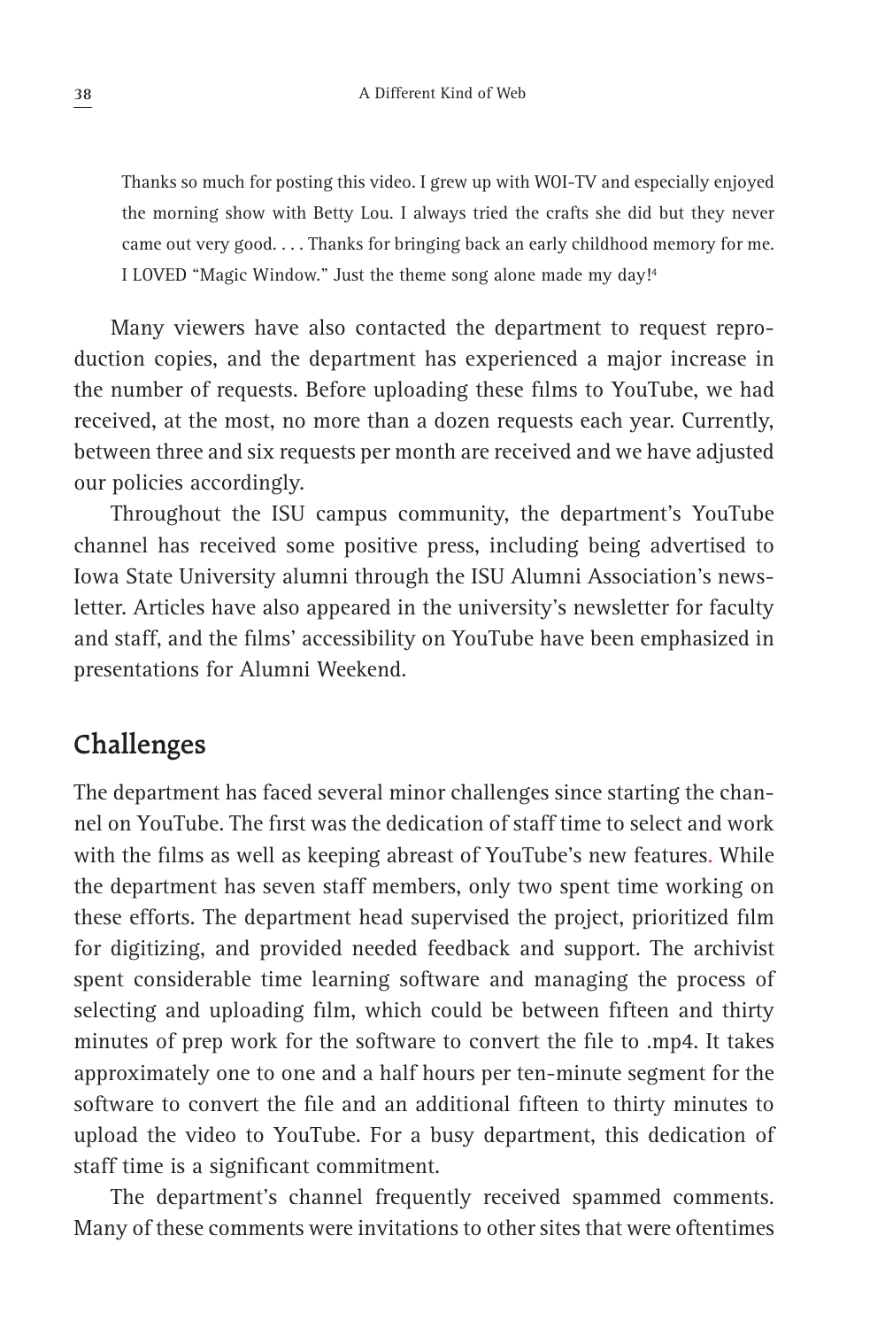> Thanks so much for posting this video. I grew up with WOI-TV and especially enjoyed the morning show with Betty Lou. I always tried the crafts she did but they never came out very good. . . . Thanks for bringing back an early childhood memory for me. I LOVED "Magic Window." Just the theme song alone made my day![4]

Many viewers have also contacted the department to request reproduction copies, and the department has experienced a major increase in the number of requests. Before uploading these films to YouTube, we had received, at the most, no more than a dozen requests each year. Currently, between three and six requests per month are received and we have adjusted our policies accordingly.

Throughout the ISU campus community, the department's YouTube channel has received some positive press, including being advertised to Iowa State University alumni through the ISU Alumni Association's newsletter. Articles have also appeared in the university's newsletter for faculty and staff, and the films' accessibility on YouTube have been emphasized in presentations for Alumni Weekend.

## Challenges

The department has faced several minor challenges since starting the channel on YouTube. The first was the dedication of staff time to select and work with the films as well as keeping abreast of YouTube's new features. While the department has seven staff members, only two spent time working on these efforts. The department head supervised the project, prioritized film for digitizing, and provided needed feedback and support. The archivist spent considerable time learning software and managing the process of selecting and uploading film, which could be between fifteen and thirty minutes of prep work for the software to convert the file to .mp4. It takes approximately one to one and a half hours per ten-minute segment for the software to convert the file and an additional fifteen to thirty minutes to upload the video to YouTube. For a busy department, this dedication of staff time is a significant commitment.

The department's channel frequently received spammed comments. Many of these comments were invitations to other sites that were oftentimes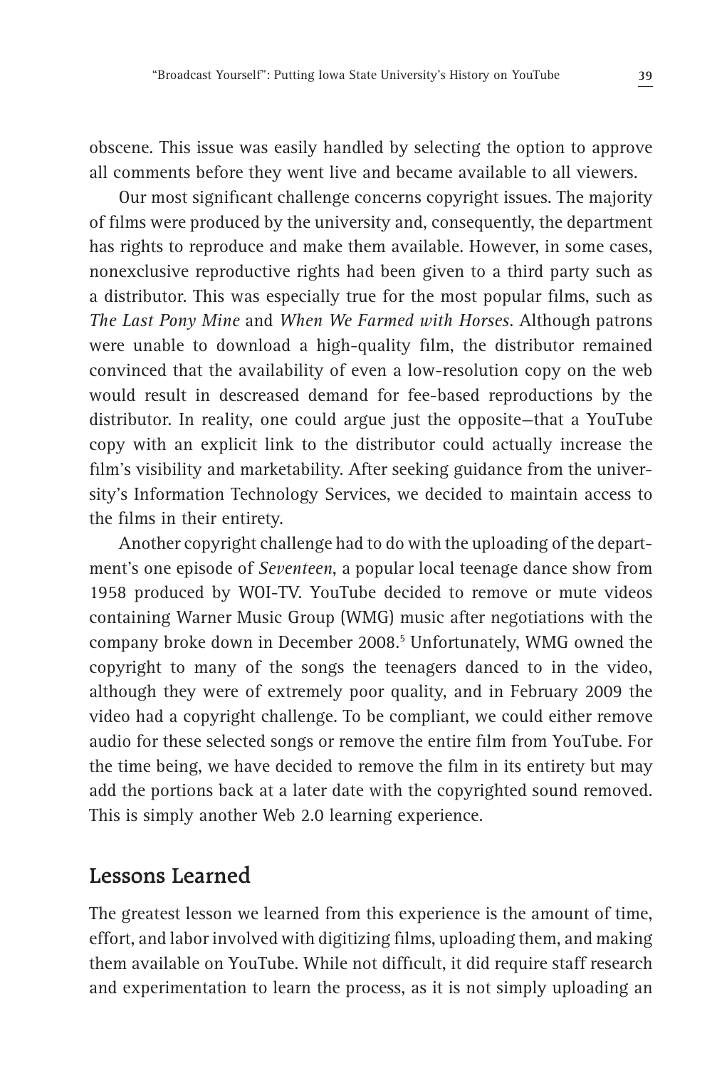obscene. This issue was easily handled by selecting the option to approve all comments before they went live and became available to all viewers.

Our most significant challenge concerns copyright issues. The majority of films were produced by the university and, consequently, the department has rights to reproduce and make them available. However, in some cases, nonexclusive reproductive rights had been given to a third party such as a distributor. This was especially true for the most popular films, such as *The Last Pony Mine* and *When We Farmed with Horses*. Although patrons were unable to download a high-quality film, the distributor remained convinced that the availability of even a low-resolution copy on the web would result in descreased demand for fee-based reproductions by the distributor. In reality, one could argue just the opposite—that a YouTube copy with an explicit link to the distributor could actually increase the film's visibility and marketability. After seeking guidance from the university's Information Technology Services, we decided to maintain access to the films in their entirety.

Another copyright challenge had to do with the uploading of the department's one episode of *Seventeen*, a popular local teenage dance show from 1958 produced by WOI-TV. YouTube decided to remove or mute videos containing Warner Music Group (WMG) music after negotiations with the company broke down in December 2008.[5] Unfortunately, WMG owned the copyright to many of the songs the teenagers danced to in the video, although they were of extremely poor quality, and in February 2009 the video had a copyright challenge. To be compliant, we could either remove audio for these selected songs or remove the entire film from YouTube. For the time being, we have decided to remove the film in its entirety but may add the portions back at a later date with the copyrighted sound removed. This is simply another Web 2.0 learning experience.

## Lessons Learned

The greatest lesson we learned from this experience is the amount of time, effort, and labor involved with digitizing films, uploading them, and making them available on YouTube. While not difficult, it did require staff research and experimentation to learn the process, as it is not simply uploading an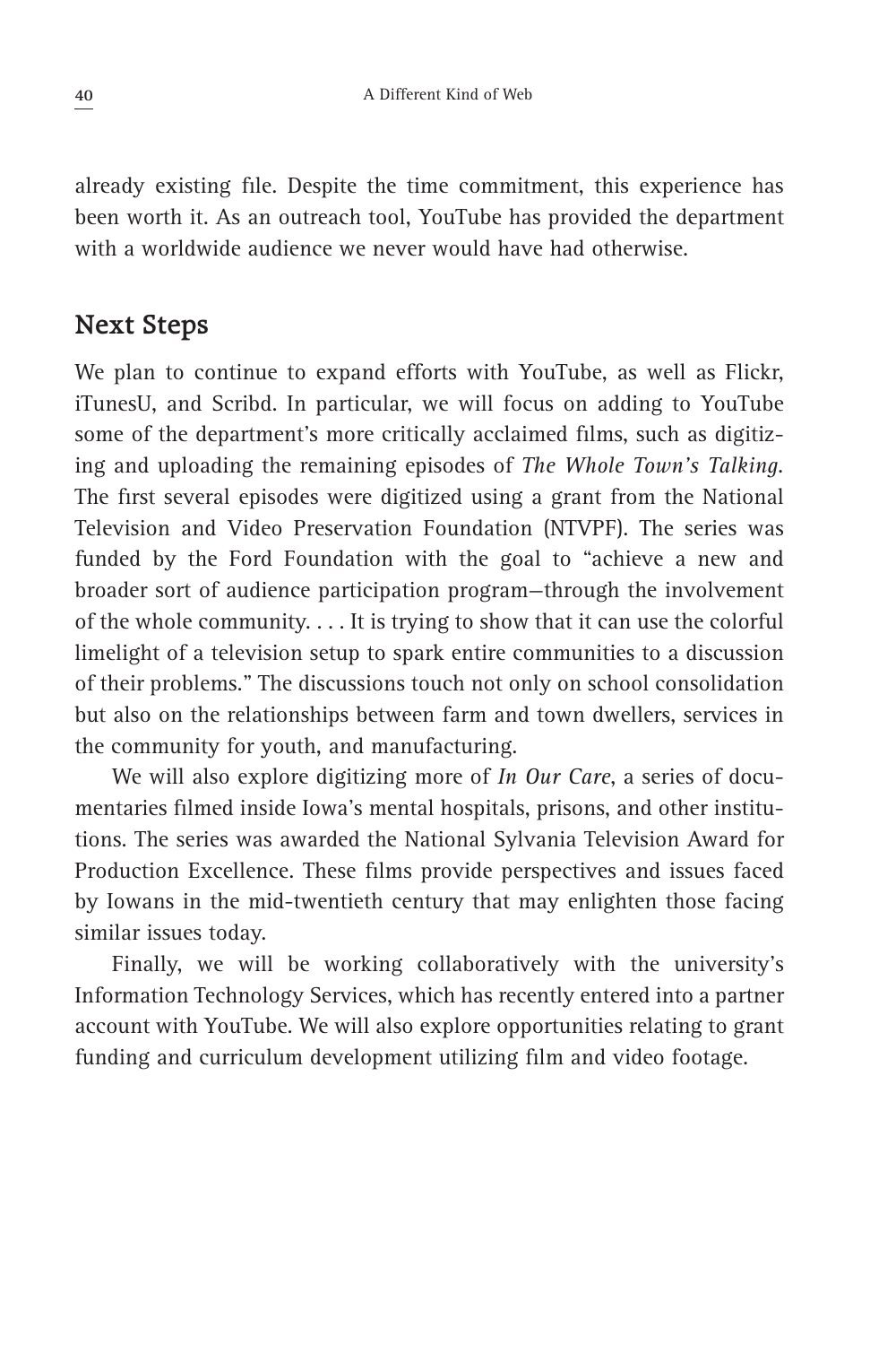already existing file. Despite the time commitment, this experience has been worth it. As an outreach tool, YouTube has provided the department with a worldwide audience we never would have had otherwise.

## Next Steps

We plan to continue to expand efforts with YouTube, as well as Flickr, iTunesU, and Scribd. In particular, we will focus on adding to YouTube some of the department's more critically acclaimed films, such as digitizing and uploading the remaining episodes of *The Whole Town's Talking*. The first several episodes were digitized using a grant from the National Television and Video Preservation Foundation (NTVPF). The series was funded by the Ford Foundation with the goal to "achieve a new and broader sort of audience participation program—through the involvement of the whole community. . . . It is trying to show that it can use the colorful limelight of a television setup to spark entire communities to a discussion of their problems." The discussions touch not only on school consolidation but also on the relationships between farm and town dwellers, services in the community for youth, and manufacturing.

We will also explore digitizing more of *In Our Care*, a series of documentaries filmed inside Iowa's mental hospitals, prisons, and other institutions. The series was awarded the National Sylvania Television Award for Production Excellence. These films provide perspectives and issues faced by Iowans in the mid-twentieth century that may enlighten those facing similar issues today.

Finally, we will be working collaboratively with the university's Information Technology Services, which has recently entered into a partner account with YouTube. We will also explore opportunities relating to grant funding and curriculum development utilizing film and video footage.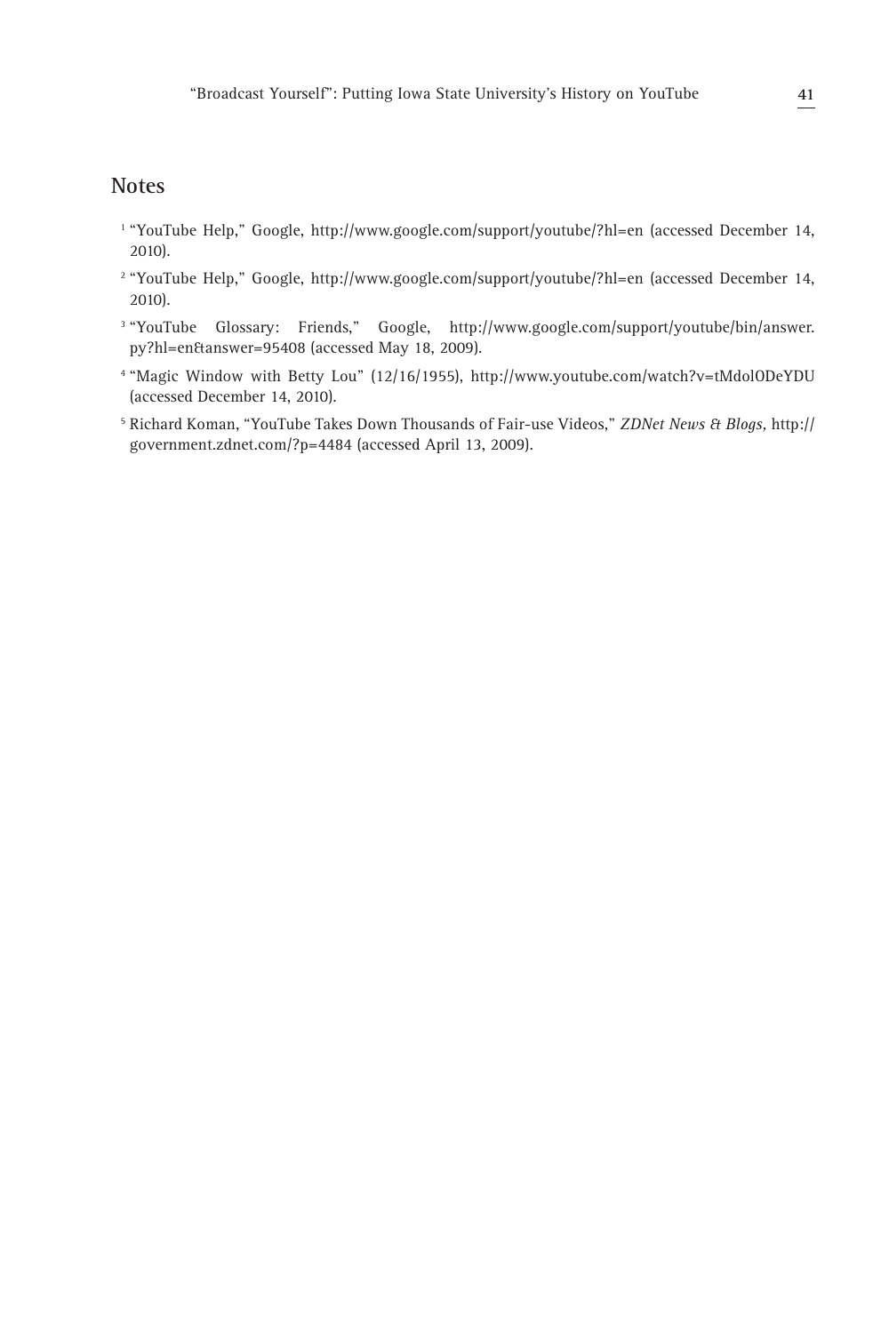## Notes

[1] "YouTube Help," Google, http://www.google.com/support/youtube/?hl=en (accessed December 14, 2010).

[2] "YouTube Help," Google, http://www.google.com/support/youtube/?hl=en (accessed December 14, 2010).

[3] "YouTube Glossary: Friends," Google, http://www.google.com/support/youtube/bin/answer.py?hl=en&answer=95408 (accessed May 18, 2009).

[4] "Magic Window with Betty Lou" (12/16/1955), http://www.youtube.com/watch?v=tMdolODeYDU (accessed December 14, 2010).

[5] Richard Koman, "YouTube Takes Down Thousands of Fair-use Videos," *ZDNet News & Blogs,* http://government.zdnet.com/?p=4484 (accessed April 13, 2009).